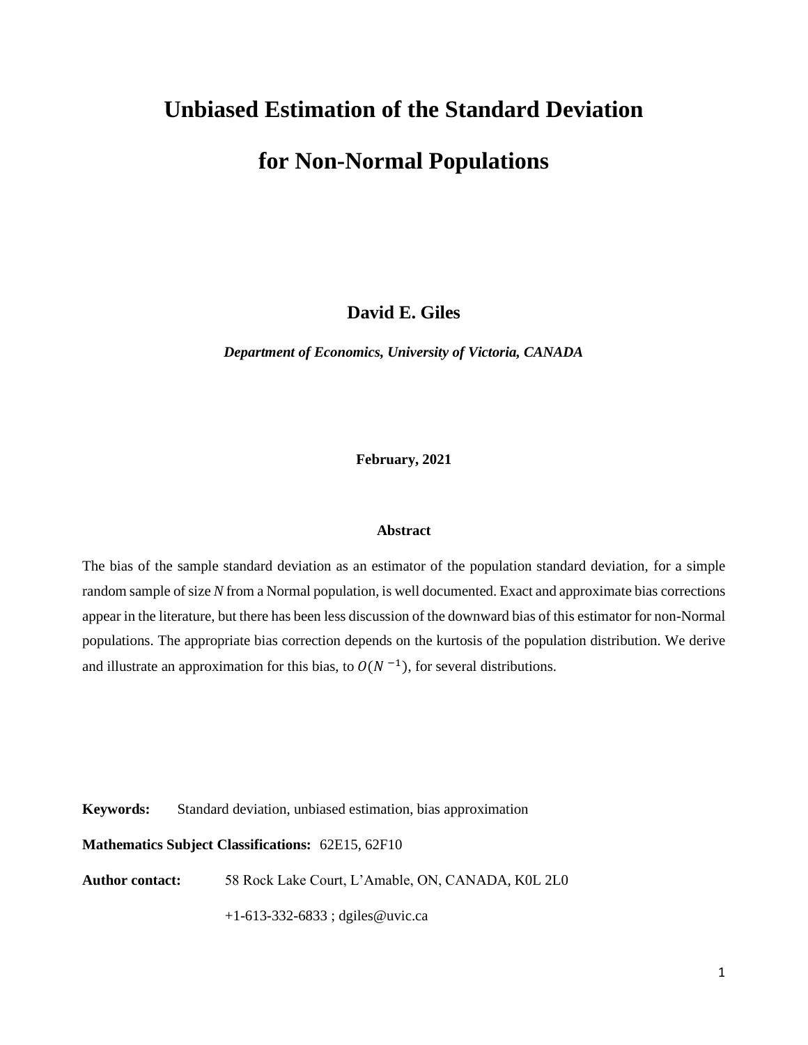# Unbiased Estimation of the Standard Deviation for Non-Normal Populations

**David E. Giles**

***Department of Economics, University of Victoria, CANADA***

**February, 2021**

### Abstract

The bias of the sample standard deviation as an estimator of the population standard deviation, for a simple random sample of size *N* from a Normal population, is well documented. Exact and approximate bias corrections appear in the literature, but there has been less discussion of the downward bias of this estimator for non-Normal populations. The appropriate bias correction depends on the kurtosis of the population distribution. We derive and illustrate an approximation for this bias, to $O(N^{-1})$, for several distributions.

**Keywords:** Standard deviation, unbiased estimation, bias approximation

**Mathematics Subject Classifications:** 62E15, 62F10

**Author contact:** 58 Rock Lake Court, L'Amable, ON, CANADA, K0L 2L0

+1-613-332-6833 ; dgiles@uvic.ca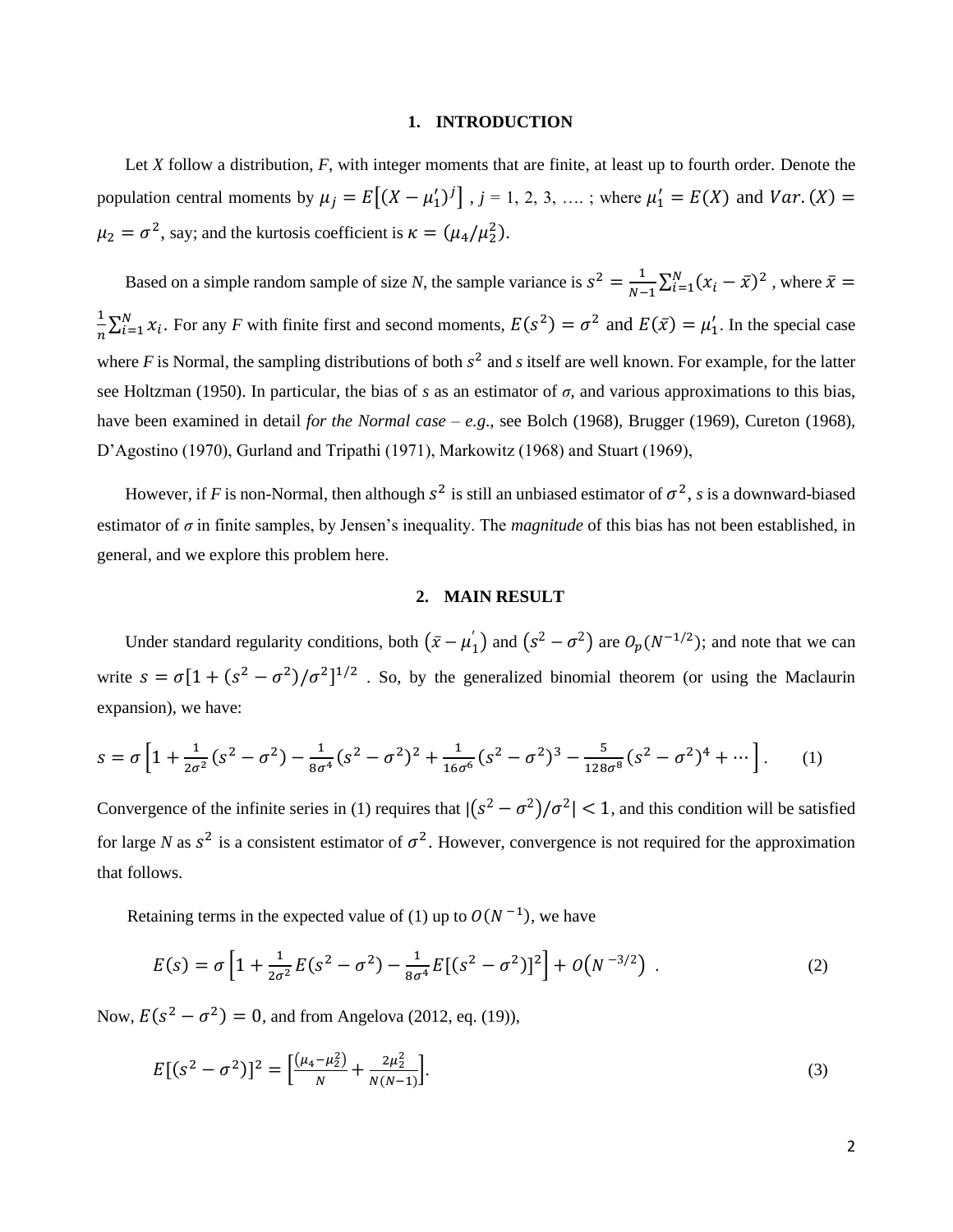## 1. INTRODUCTION

Let *X* follow a distribution, *F*, with integer moments that are finite, at least up to fourth order. Denote the population central moments by $\mu_j = E\left[(X - \mu_1')^j\right]$ , *j* = 1, 2, 3, …. ; where $\mu_1' = E(X)$ and $Var.(X) = \mu_2 = \sigma^2$, say; and the kurtosis coefficient is $\kappa = (\mu_4/\mu_2^2)$.

Based on a simple random sample of size *N*, the sample variance is $s^2 = \frac{1}{N-1}\sum_{i=1}^{N}(x_i - \bar{x})^2$ , where $\bar{x} = \frac{1}{n}\sum_{i=1}^{N} x_i$. For any *F* with finite first and second moments, $E(s^2) = \sigma^2$ and $E(\bar{x}) = \mu_1'$. In the special case where *F* is Normal, the sampling distributions of both $s^2$ and *s* itself are well known. For example, for the latter see Holtzman (1950). In particular, the bias of *s* as an estimator of *σ*, and various approximations to this bias, have been examined in detail *for the Normal case* – *e.g*., see Bolch (1968), Brugger (1969), Cureton (1968), D'Agostino (1970), Gurland and Tripathi (1971), Markowitz (1968) and Stuart (1969),

However, if *F* is non-Normal, then although $s^2$ is still an unbiased estimator of $\sigma^2$, *s* is a downward-biased estimator of *σ* in finite samples, by Jensen's inequality. The *magnitude* of this bias has not been established, in general, and we explore this problem here.

## 2. MAIN RESULT

Under standard regularity conditions, both $(\bar{x} - \mu_1')$ and $(s^2 - \sigma^2)$ are $O_p(N^{-1/2})$; and note that we can write $s = \sigma[1 + (s^2 - \sigma^2)/\sigma^2]^{1/2}$ . So, by the generalized binomial theorem (or using the Maclaurin expansion), we have:

$$s = \sigma\left[1 + \frac{1}{2\sigma^2}(s^2 - \sigma^2) - \frac{1}{8\sigma^4}(s^2 - \sigma^2)^2 + \frac{1}{16\sigma^6}(s^2 - \sigma^2)^3 - \frac{5}{128\sigma^8}(s^2 - \sigma^2)^4 + \cdots\right]. \qquad (1)$$

Convergence of the infinite series in (1) requires that $|(s^2 - \sigma^2)/\sigma^2| < 1$, and this condition will be satisfied for large *N* as $s^2$ is a consistent estimator of $\sigma^2$. However, convergence is not required for the approximation that follows.

Retaining terms in the expected value of (1) up to $O(N^{-1})$, we have

$$E(s) = \sigma\left[1 + \frac{1}{2\sigma^2}E(s^2 - \sigma^2) - \frac{1}{8\sigma^4}E[(s^2 - \sigma^2)]^2\right] + O\left(N^{-3/2}\right) . \qquad (2)$$

Now, $E(s^2 - \sigma^2) = 0$, and from Angelova (2012, eq. (19)),

$$E[(s^2 - \sigma^2)]^2 = \left[\frac{(\mu_4 - \mu_2^2)}{N} + \frac{2\mu_2^2}{N(N-1)}\right]. \qquad (3)$$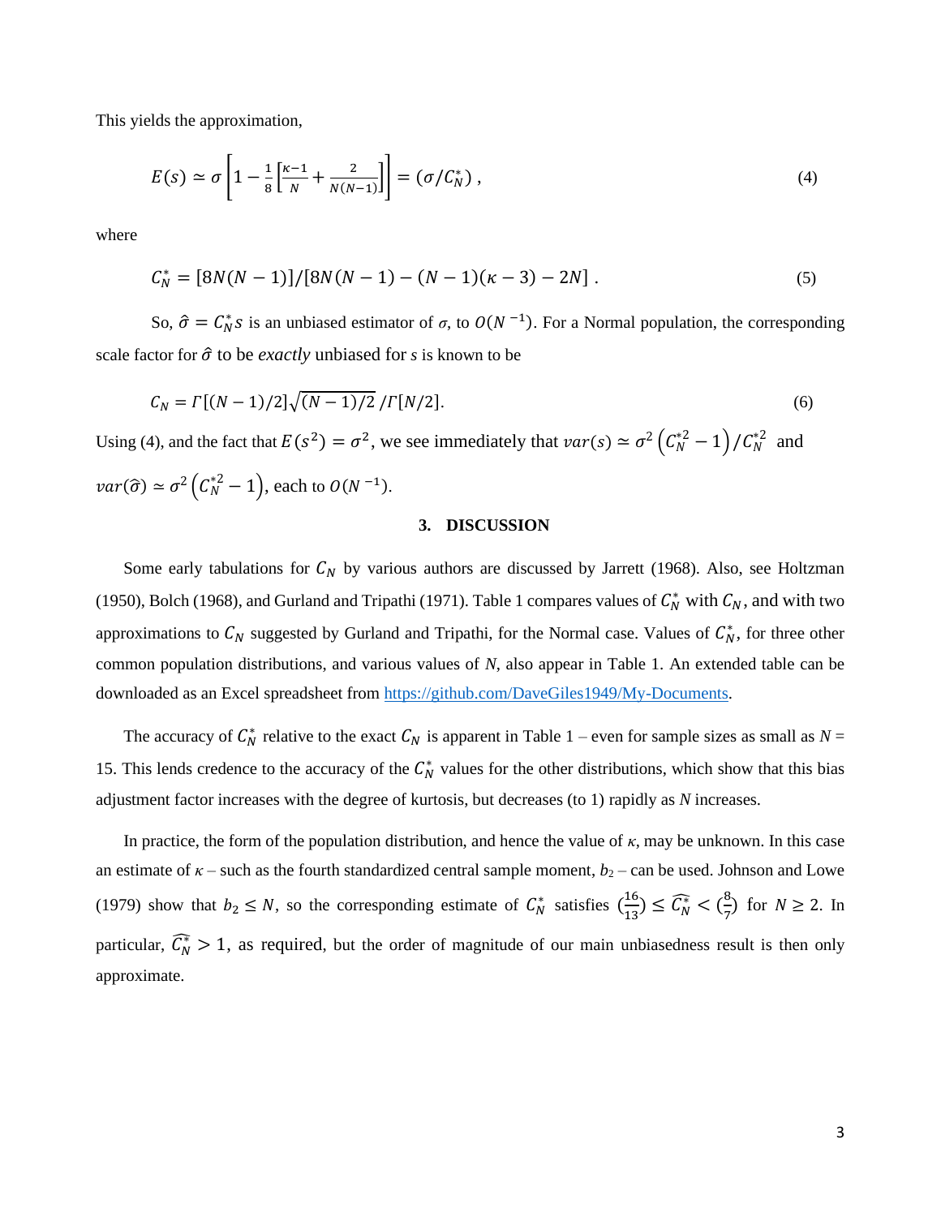This yields the approximation,

$$E(s) \simeq \sigma\left[1 - \frac{1}{8}\left[\frac{\kappa-1}{N} + \frac{2}{N(N-1)}\right]\right] = (\sigma/C_N^*)\ , \tag{4}$$

where

$$C_N^* = [8N(N-1)]/[8N(N-1) - (N-1)(\kappa-3) - 2N]\ . \tag{5}$$

So, $\hat{\sigma} = C_N^* s$ is an unbiased estimator of $\sigma$, to $O(N^{-1})$. For a Normal population, the corresponding scale factor for $\hat{\sigma}$ to be *exactly* unbiased for *s* is known to be

$$C_N = \Gamma[(N-1)/2]\sqrt{(N-1)/2}\,/\Gamma[N/2]. \tag{6}$$

Using (4), and the fact that $E(s^2) = \sigma^2$, we see immediately that $var(s) \simeq \sigma^2\left(C_N^{*2} - 1\right)/C_N^{*2}$ and $var(\hat{\sigma}) \simeq \sigma^2\left(C_N^{*2} - 1\right)$, each to $O(N^{-1})$.

## 3. DISCUSSION

Some early tabulations for $C_N$ by various authors are discussed by Jarrett (1968). Also, see Holtzman (1950), Bolch (1968), and Gurland and Tripathi (1971). Table 1 compares values of $C_N^*$ with $C_N$, and with two approximations to $C_N$ suggested by Gurland and Tripathi, for the Normal case. Values of $C_N^*$, for three other common population distributions, and various values of *N*, also appear in Table 1. An extended table can be downloaded as an Excel spreadsheet from https://github.com/DaveGiles1949/My-Documents.

The accuracy of $C_N^*$ relative to the exact $C_N$ is apparent in Table 1 – even for sample sizes as small as *N* = 15. This lends credence to the accuracy of the $C_N^*$ values for the other distributions, which show that this bias adjustment factor increases with the degree of kurtosis, but decreases (to 1) rapidly as *N* increases.

In practice, the form of the population distribution, and hence the value of $\kappa$, may be unknown. In this case an estimate of $\kappa$ – such as the fourth standardized central sample moment, $b_2$ – can be used. Johnson and Lowe (1979) show that $b_2 \leq N$, so the corresponding estimate of $C_N^*$ satisfies $(\frac{16}{13}) \leq \widehat{C_N^*} < (\frac{8}{7})$ for $N \geq 2$. In particular, $\widehat{C_N^*} > 1$, as required, but the order of magnitude of our main unbiasedness result is then only approximate.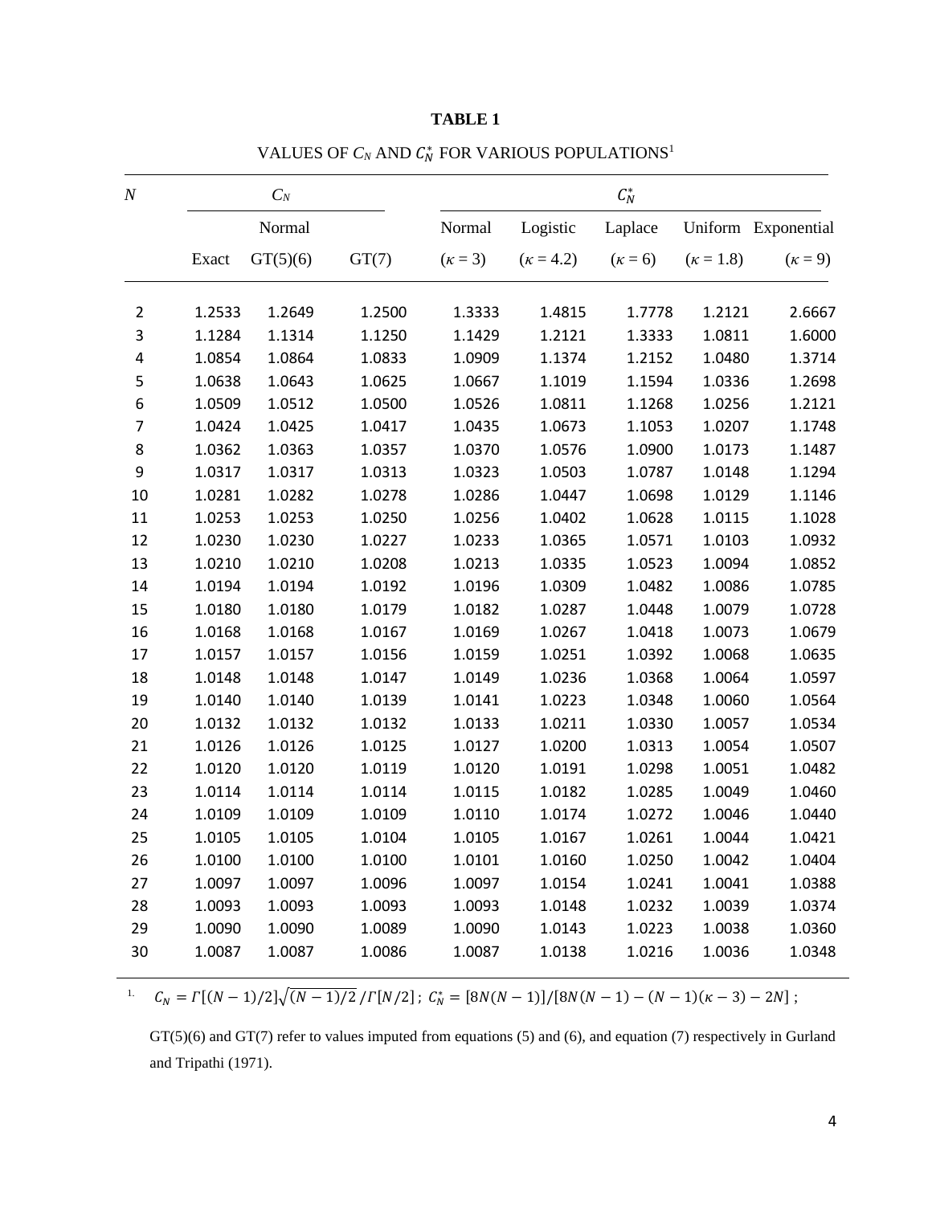**TABLE 1**

VALUES OF $C_N$ AND $C_N^*$ FOR VARIOUS POPULATIONS[1]

| $N$ | $C_N$ | | | $C_N^*$ | | | | |
|---|---|---|---|---|---|---|---|---|
| | Normal | | | Normal | Logistic | Laplace | Uniform | Exponential |
| | Exact | GT(5)(6) | GT(7) | ($\kappa = 3$) | ($\kappa = 4.2$) | ($\kappa = 6$) | ($\kappa = 1.8$) | ($\kappa = 9$) |
| 2 | 1.2533 | 1.2649 | 1.2500 | 1.3333 | 1.4815 | 1.7778 | 1.2121 | 2.6667 |
| 3 | 1.1284 | 1.1314 | 1.1250 | 1.1429 | 1.2121 | 1.3333 | 1.0811 | 1.6000 |
| 4 | 1.0854 | 1.0864 | 1.0833 | 1.0909 | 1.1374 | 1.2152 | 1.0480 | 1.3714 |
| 5 | 1.0638 | 1.0643 | 1.0625 | 1.0667 | 1.1019 | 1.1594 | 1.0336 | 1.2698 |
| 6 | 1.0509 | 1.0512 | 1.0500 | 1.0526 | 1.0811 | 1.1268 | 1.0256 | 1.2121 |
| 7 | 1.0424 | 1.0425 | 1.0417 | 1.0435 | 1.0673 | 1.1053 | 1.0207 | 1.1748 |
| 8 | 1.0362 | 1.0363 | 1.0357 | 1.0370 | 1.0576 | 1.0900 | 1.0173 | 1.1487 |
| 9 | 1.0317 | 1.0317 | 1.0313 | 1.0323 | 1.0503 | 1.0787 | 1.0148 | 1.1294 |
| 10 | 1.0281 | 1.0282 | 1.0278 | 1.0286 | 1.0447 | 1.0698 | 1.0129 | 1.1146 |
| 11 | 1.0253 | 1.0253 | 1.0250 | 1.0256 | 1.0402 | 1.0628 | 1.0115 | 1.1028 |
| 12 | 1.0230 | 1.0230 | 1.0227 | 1.0233 | 1.0365 | 1.0571 | 1.0103 | 1.0932 |
| 13 | 1.0210 | 1.0210 | 1.0208 | 1.0213 | 1.0335 | 1.0523 | 1.0094 | 1.0852 |
| 14 | 1.0194 | 1.0194 | 1.0192 | 1.0196 | 1.0309 | 1.0482 | 1.0086 | 1.0785 |
| 15 | 1.0180 | 1.0180 | 1.0179 | 1.0182 | 1.0287 | 1.0448 | 1.0079 | 1.0728 |
| 16 | 1.0168 | 1.0168 | 1.0167 | 1.0169 | 1.0267 | 1.0418 | 1.0073 | 1.0679 |
| 17 | 1.0157 | 1.0157 | 1.0156 | 1.0159 | 1.0251 | 1.0392 | 1.0068 | 1.0635 |
| 18 | 1.0148 | 1.0148 | 1.0147 | 1.0149 | 1.0236 | 1.0368 | 1.0064 | 1.0597 |
| 19 | 1.0140 | 1.0140 | 1.0139 | 1.0141 | 1.0223 | 1.0348 | 1.0060 | 1.0564 |
| 20 | 1.0132 | 1.0132 | 1.0132 | 1.0133 | 1.0211 | 1.0330 | 1.0057 | 1.0534 |
| 21 | 1.0126 | 1.0126 | 1.0125 | 1.0127 | 1.0200 | 1.0313 | 1.0054 | 1.0507 |
| 22 | 1.0120 | 1.0120 | 1.0119 | 1.0120 | 1.0191 | 1.0298 | 1.0051 | 1.0482 |
| 23 | 1.0114 | 1.0114 | 1.0114 | 1.0115 | 1.0182 | 1.0285 | 1.0049 | 1.0460 |
| 24 | 1.0109 | 1.0109 | 1.0109 | 1.0110 | 1.0174 | 1.0272 | 1.0046 | 1.0440 |
| 25 | 1.0105 | 1.0105 | 1.0104 | 1.0105 | 1.0167 | 1.0261 | 1.0044 | 1.0421 |
| 26 | 1.0100 | 1.0100 | 1.0100 | 1.0101 | 1.0160 | 1.0250 | 1.0042 | 1.0404 |
| 27 | 1.0097 | 1.0097 | 1.0096 | 1.0097 | 1.0154 | 1.0241 | 1.0041 | 1.0388 |
| 28 | 1.0093 | 1.0093 | 1.0093 | 1.0093 | 1.0148 | 1.0232 | 1.0039 | 1.0374 |
| 29 | 1.0090 | 1.0090 | 1.0089 | 1.0090 | 1.0143 | 1.0223 | 1.0038 | 1.0360 |
| 30 | 1.0087 | 1.0087 | 1.0086 | 1.0087 | 1.0138 | 1.0216 | 1.0036 | 1.0348 |

1. $C_N = \Gamma[(N-1)/2]\sqrt{(N-1)/2}\,/\Gamma[N/2]$ ; $C_N^* = [8N(N-1)]/[8N(N-1) - (N-1)(\kappa - 3) - 2N]$ ;

GT(5)(6) and GT(7) refer to values imputed from equations (5) and (6), and equation (7) respectively in Gurland and Tripathi (1971).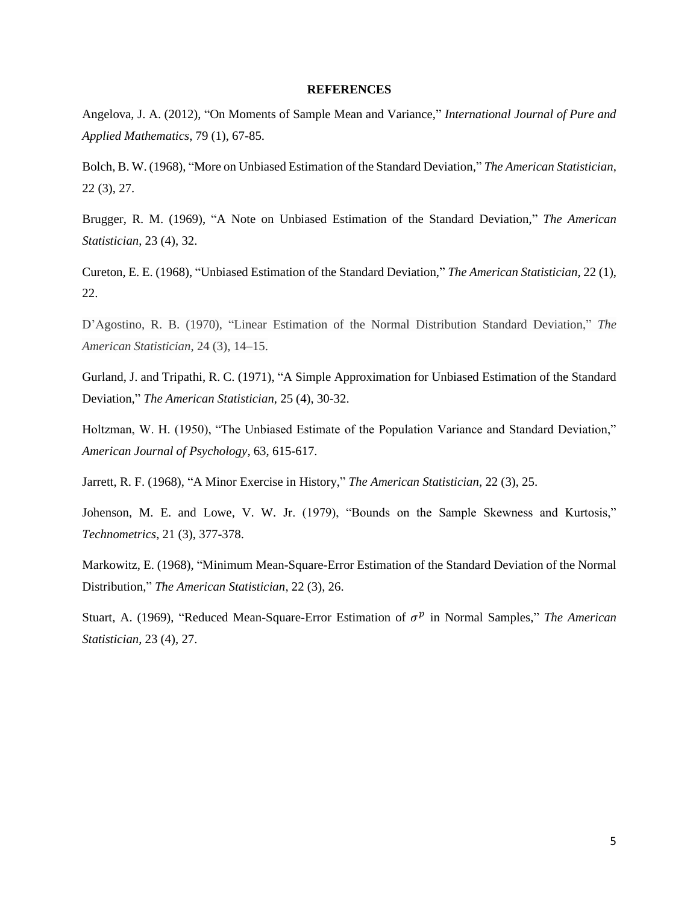## REFERENCES

Angelova, J. A. (2012), “On Moments of Sample Mean and Variance,” *International Journal of Pure and Applied Mathematics*, 79 (1), 67-85.

Bolch, B. W. (1968), “More on Unbiased Estimation of the Standard Deviation,” *The American Statistician*, 22 (3), 27.

Brugger, R. M. (1969), “A Note on Unbiased Estimation of the Standard Deviation,” *The American Statistician,* 23 (4), 32.

Cureton, E. E. (1968), “Unbiased Estimation of the Standard Deviation,” *The American Statistician*, 22 (1), 22.

D’Agostino, R. B. (1970), “Linear Estimation of the Normal Distribution Standard Deviation,” *The American Statistician*, 24 (3), 14–15.

Gurland, J. and Tripathi, R. C. (1971), “A Simple Approximation for Unbiased Estimation of the Standard Deviation,” *The American Statistician*, 25 (4), 30-32.

Holtzman, W. H. (1950), “The Unbiased Estimate of the Population Variance and Standard Deviation,” *American Journal of Psychology*, 63, 615-617.

Jarrett, R. F. (1968), “A Minor Exercise in History,” *The American Statistician*, 22 (3), 25.

Johenson, M. E. and Lowe, V. W. Jr. (1979), “Bounds on the Sample Skewness and Kurtosis,” *Technometrics*, 21 (3), 377-378.

Markowitz, E. (1968), “Minimum Mean-Square-Error Estimation of the Standard Deviation of the Normal Distribution,” *The American Statistician*, 22 (3), 26.

Stuart, A. (1969), “Reduced Mean-Square-Error Estimation of $\sigma^p$ in Normal Samples,” *The American Statistician*, 23 (4), 27.